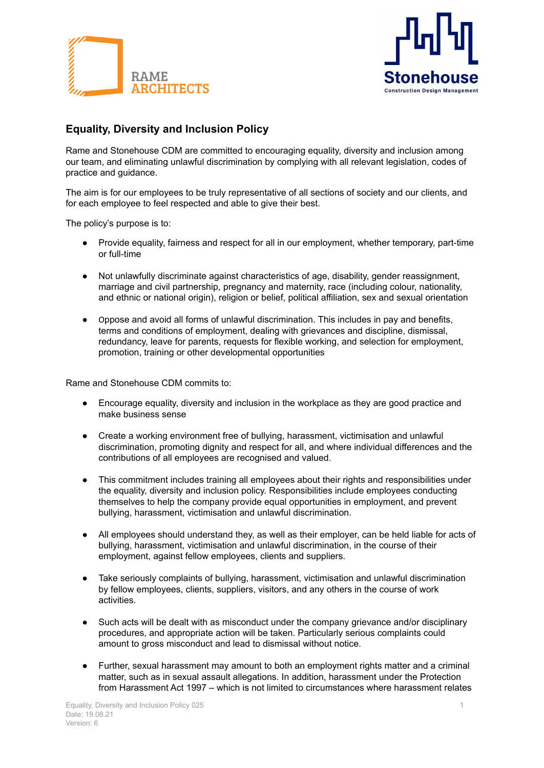RAME ARCHITECTS

Stonehouse
Construction Design Management

## Equality, Diversity and Inclusion Policy

Rame and Stonehouse CDM are committed to encouraging equality, diversity and inclusion among our team, and eliminating unlawful discrimination by complying with all relevant legislation, codes of practice and guidance.

The aim is for our employees to be truly representative of all sections of society and our clients, and for each employee to feel respected and able to give their best.

The policy's purpose is to:

- Provide equality, fairness and respect for all in our employment, whether temporary, part-time or full-time
- Not unlawfully discriminate against characteristics of age, disability, gender reassignment, marriage and civil partnership, pregnancy and maternity, race (including colour, nationality, and ethnic or national origin), religion or belief, political affiliation, sex and sexual orientation
- Oppose and avoid all forms of unlawful discrimination. This includes in pay and benefits, terms and conditions of employment, dealing with grievances and discipline, dismissal, redundancy, leave for parents, requests for flexible working, and selection for employment, promotion, training or other developmental opportunities

Rame and Stonehouse CDM commits to:

- Encourage equality, diversity and inclusion in the workplace as they are good practice and make business sense
- Create a working environment free of bullying, harassment, victimisation and unlawful discrimination, promoting dignity and respect for all, and where individual differences and the contributions of all employees are recognised and valued.
- This commitment includes training all employees about their rights and responsibilities under the equality, diversity and inclusion policy. Responsibilities include employees conducting themselves to help the company provide equal opportunities in employment, and prevent bullying, harassment, victimisation and unlawful discrimination.
- All employees should understand they, as well as their employer, can be held liable for acts of bullying, harassment, victimisation and unlawful discrimination, in the course of their employment, against fellow employees, clients and suppliers.
- Take seriously complaints of bullying, harassment, victimisation and unlawful discrimination by fellow employees, clients, suppliers, visitors, and any others in the course of work activities.
- Such acts will be dealt with as misconduct under the company grievance and/or disciplinary procedures, and appropriate action will be taken. Particularly serious complaints could amount to gross misconduct and lead to dismissal without notice.
- Further, sexual harassment may amount to both an employment rights matter and a criminal matter, such as in sexual assault allegations. In addition, harassment under the Protection from Harassment Act 1997 – which is not limited to circumstances where harassment relates

Equality, Diversity and Inclusion Policy 025
Date: 19.08.21
Version: 6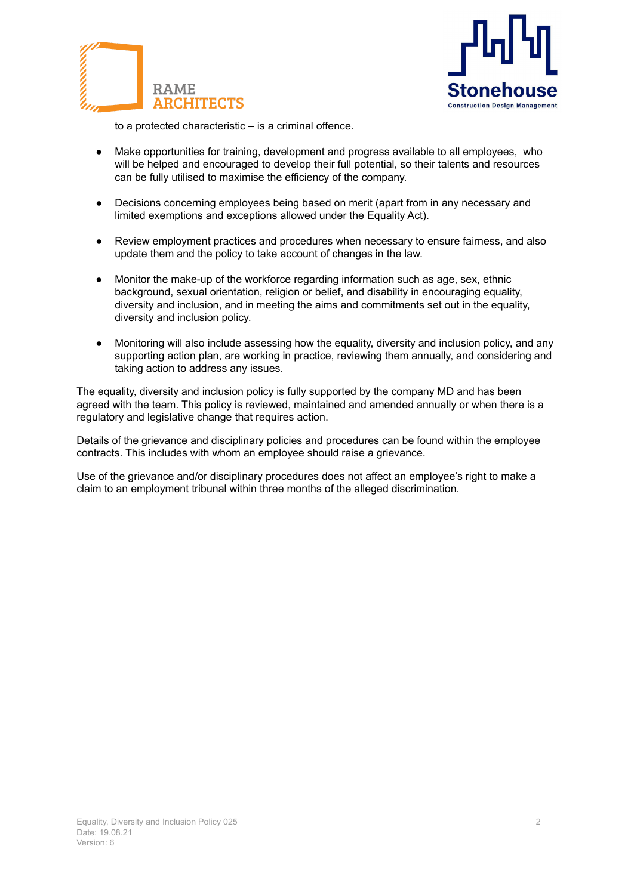to a protected characteristic – is a criminal offence.

- Make opportunities for training, development and progress available to all employees, who will be helped and encouraged to develop their full potential, so their talents and resources can be fully utilised to maximise the efficiency of the company.

- Decisions concerning employees being based on merit (apart from in any necessary and limited exemptions and exceptions allowed under the Equality Act).

- Review employment practices and procedures when necessary to ensure fairness, and also update them and the policy to take account of changes in the law.

- Monitor the make-up of the workforce regarding information such as age, sex, ethnic background, sexual orientation, religion or belief, and disability in encouraging equality, diversity and inclusion, and in meeting the aims and commitments set out in the equality, diversity and inclusion policy.

- Monitoring will also include assessing how the equality, diversity and inclusion policy, and any supporting action plan, are working in practice, reviewing them annually, and considering and taking action to address any issues.

The equality, diversity and inclusion policy is fully supported by the company MD and has been agreed with the team. This policy is reviewed, maintained and amended annually or when there is a regulatory and legislative change that requires action.

Details of the grievance and disciplinary policies and procedures can be found within the employee contracts. This includes with whom an employee should raise a grievance.

Use of the grievance and/or disciplinary procedures does not affect an employee's right to make a claim to an employment tribunal within three months of the alleged discrimination.